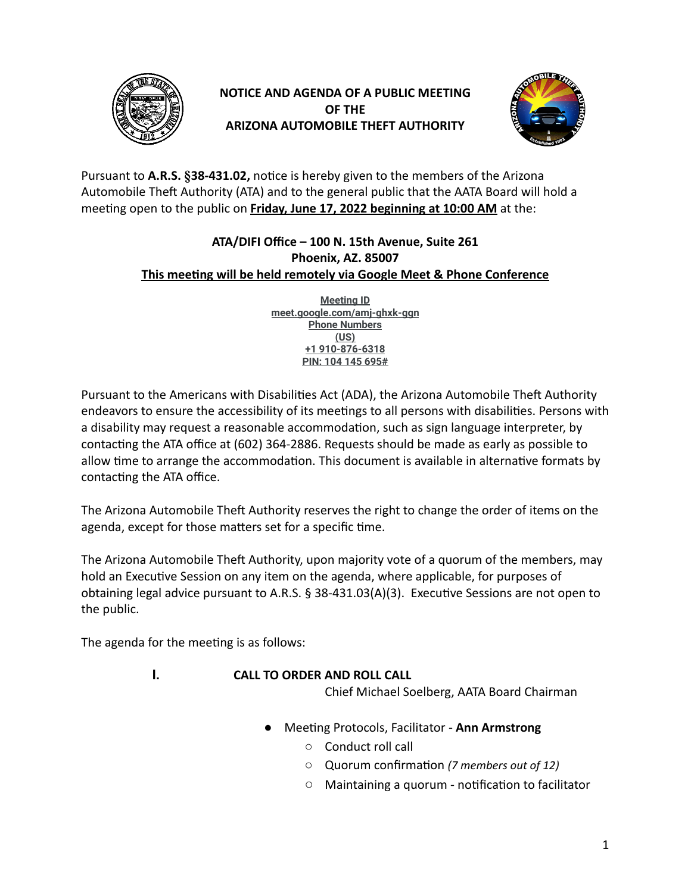**NOTICE AND AGENDA OF A PUBLIC MEETING OF THE ARIZONA AUTOMOBILE THEFT AUTHORITY**

Pursuant to **A.R.S. §38-431.02,** notice is hereby given to the members of the Arizona Automobile Theft Authority (ATA) and to the general public that the AATA Board will hold a meeting open to the public on **Friday, June 17, 2022 beginning at 10:00 AM** at the:

**ATA/DIFI Office – 100 N. 15th Avenue, Suite 261**
**Phoenix, AZ. 85007**
**This meeting will be held remotely via Google Meet & Phone Conference**

**Meeting ID**
**meet.google.com/amj-ghxk-ggn**
**Phone Numbers**
**(US)**
**+1 910-876-6318**
**PIN: 104 145 695#**

Pursuant to the Americans with Disabilities Act (ADA), the Arizona Automobile Theft Authority endeavors to ensure the accessibility of its meetings to all persons with disabilities. Persons with a disability may request a reasonable accommodation, such as sign language interpreter, by contacting the ATA office at (602) 364-2886. Requests should be made as early as possible to allow time to arrange the accommodation. This document is available in alternative formats by contacting the ATA office.

The Arizona Automobile Theft Authority reserves the right to change the order of items on the agenda, except for those matters set for a specific time.

The Arizona Automobile Theft Authority, upon majority vote of a quorum of the members, may hold an Executive Session on any item on the agenda, where applicable, for purposes of obtaining legal advice pursuant to A.R.S. § 38-431.03(A)(3). Executive Sessions are not open to the public.

The agenda for the meeting is as follows:

**I. CALL TO ORDER AND ROLL CALL**
Chief Michael Soelberg, AATA Board Chairman

- Meeting Protocols, Facilitator - **Ann Armstrong**
  - Conduct roll call
  - Quorum confirmation *(7 members out of 12)*
  - Maintaining a quorum - notification to facilitator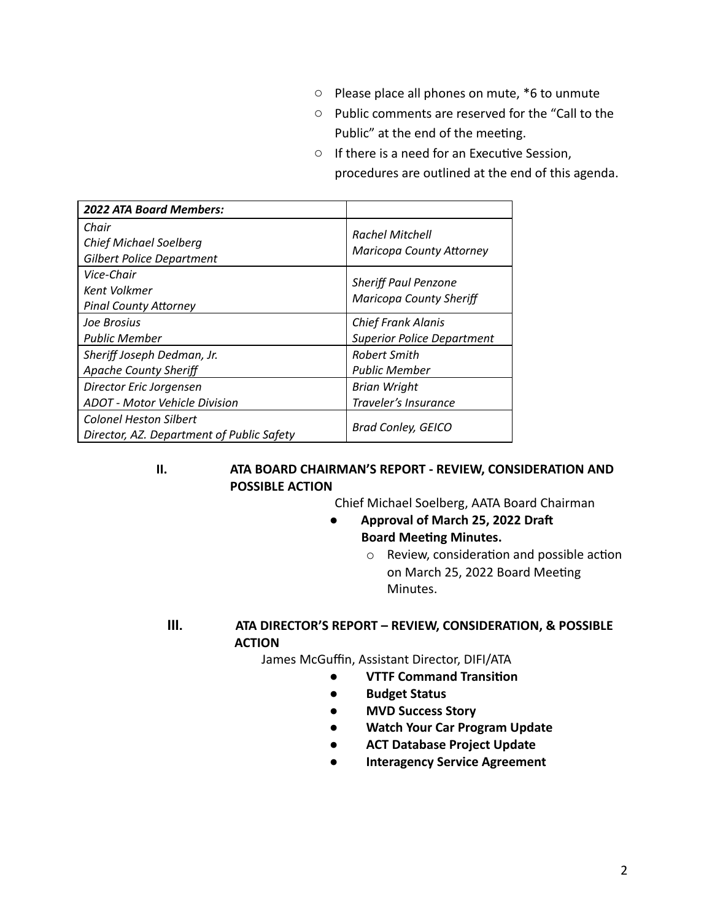- Please place all phones on mute, *6 to unmute
- Public comments are reserved for the "Call to the Public" at the end of the meeting.
- If there is a need for an Executive Session, procedures are outlined at the end of this agenda.

| ***2022 ATA Board Members:*** | |
|---|---|
| *Chair*<br>*Chief Michael Soelberg*<br>*Gilbert Police Department* | *Rachel Mitchell*<br>*Maricopa County Attorney* |
| *Vice-Chair*<br>*Kent Volkmer*<br>*Pinal County Attorney* | *Sheriff Paul Penzone*<br>*Maricopa County Sheriff* |
| *Joe Brosius*<br>*Public Member* | *Chief Frank Alanis*<br>*Superior Police Department* |
| *Sheriff Joseph Dedman, Jr.*<br>*Apache County Sheriff* | *Robert Smith*<br>*Public Member* |
| *Director Eric Jorgensen*<br>*ADOT - Motor Vehicle Division* | *Brian Wright*<br>*Traveler's Insurance* |
| *Colonel Heston Silbert*<br>*Director, AZ. Department of Public Safety* | *Brad Conley, GEICO* |

## II. ATA BOARD CHAIRMAN'S REPORT - REVIEW, CONSIDERATION AND POSSIBLE ACTION

Chief Michael Soelberg, AATA Board Chairman

- **Approval of March 25, 2022 Draft Board Meeting Minutes.**
  - Review, consideration and possible action on March 25, 2022 Board Meeting Minutes.

## III. ATA DIRECTOR'S REPORT – REVIEW, CONSIDERATION, & POSSIBLE ACTION

James McGuffin, Assistant Director, DIFI/ATA

- **VTTF Command Transition**
- **Budget Status**
- **MVD Success Story**
- **Watch Your Car Program Update**
- **ACT Database Project Update**
- **Interagency Service Agreement**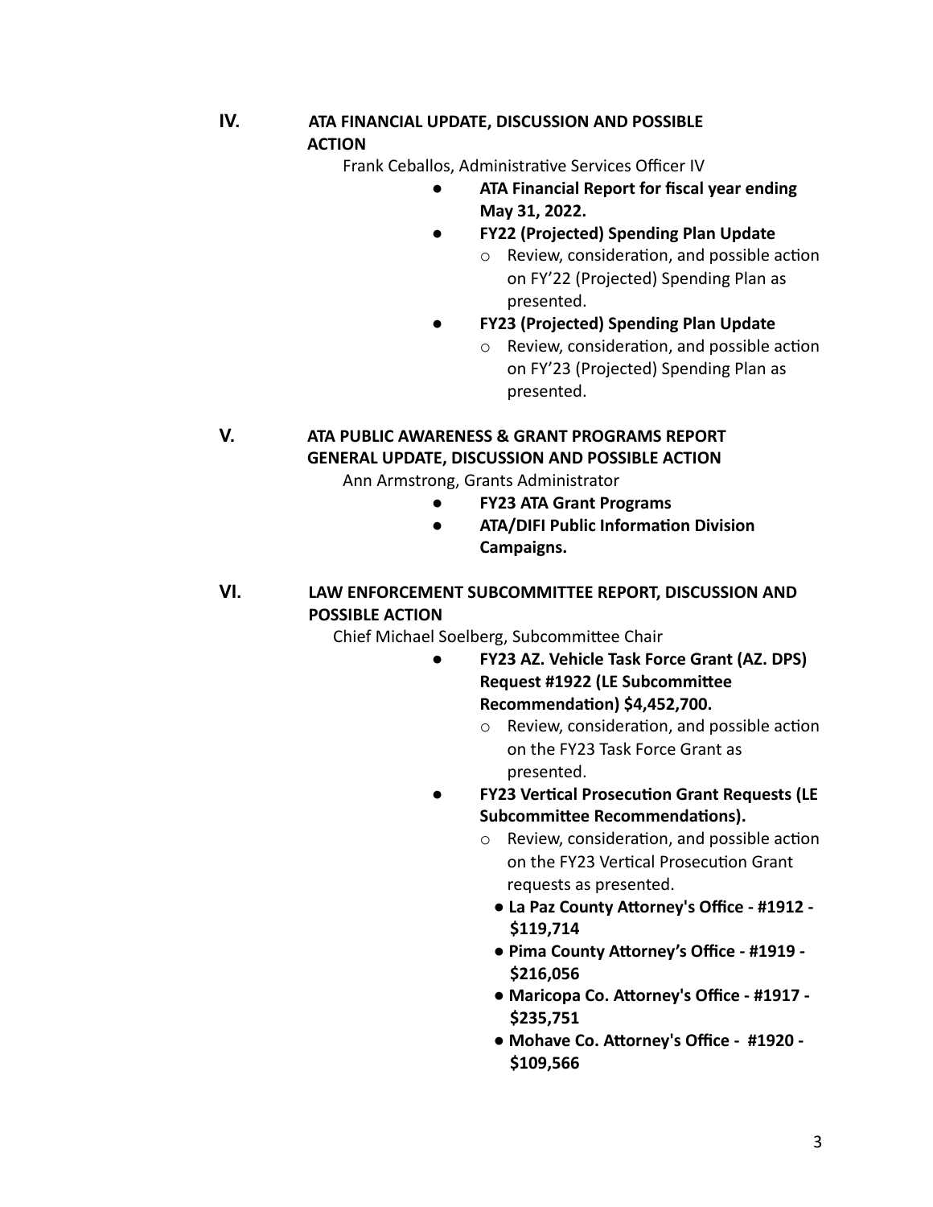## IV. ATA FINANCIAL UPDATE, DISCUSSION AND POSSIBLE ACTION

Frank Ceballos, Administrative Services Officer IV

- **ATA Financial Report for fiscal year ending May 31, 2022.**
- **FY22 (Projected) Spending Plan Update**
  - Review, consideration, and possible action on FY'22 (Projected) Spending Plan as presented.
- **FY23 (Projected) Spending Plan Update**
  - Review, consideration, and possible action on FY'23 (Projected) Spending Plan as presented.

## V. ATA PUBLIC AWARENESS & GRANT PROGRAMS REPORT GENERAL UPDATE, DISCUSSION AND POSSIBLE ACTION

Ann Armstrong, Grants Administrator

- **FY23 ATA Grant Programs**
- **ATA/DIFI Public Information Division Campaigns.**

## VI. LAW ENFORCEMENT SUBCOMMITTEE REPORT, DISCUSSION AND POSSIBLE ACTION

Chief Michael Soelberg, Subcommittee Chair

- **FY23 AZ. Vehicle Task Force Grant (AZ. DPS) Request #1922 (LE Subcommittee Recommendation) $4,452,700.**
  - Review, consideration, and possible action on the FY23 Task Force Grant as presented.
- **FY23 Vertical Prosecution Grant Requests (LE Subcommittee Recommendations).**
  - Review, consideration, and possible action on the FY23 Vertical Prosecution Grant requests as presented.
    - **La Paz County Attorney's Office - #1912 - $119,714**
    - **Pima County Attorney's Office - #1919 - $216,056**
    - **Maricopa Co. Attorney's Office - #1917 - $235,751**
    - **Mohave Co. Attorney's Office - #1920 - $109,566**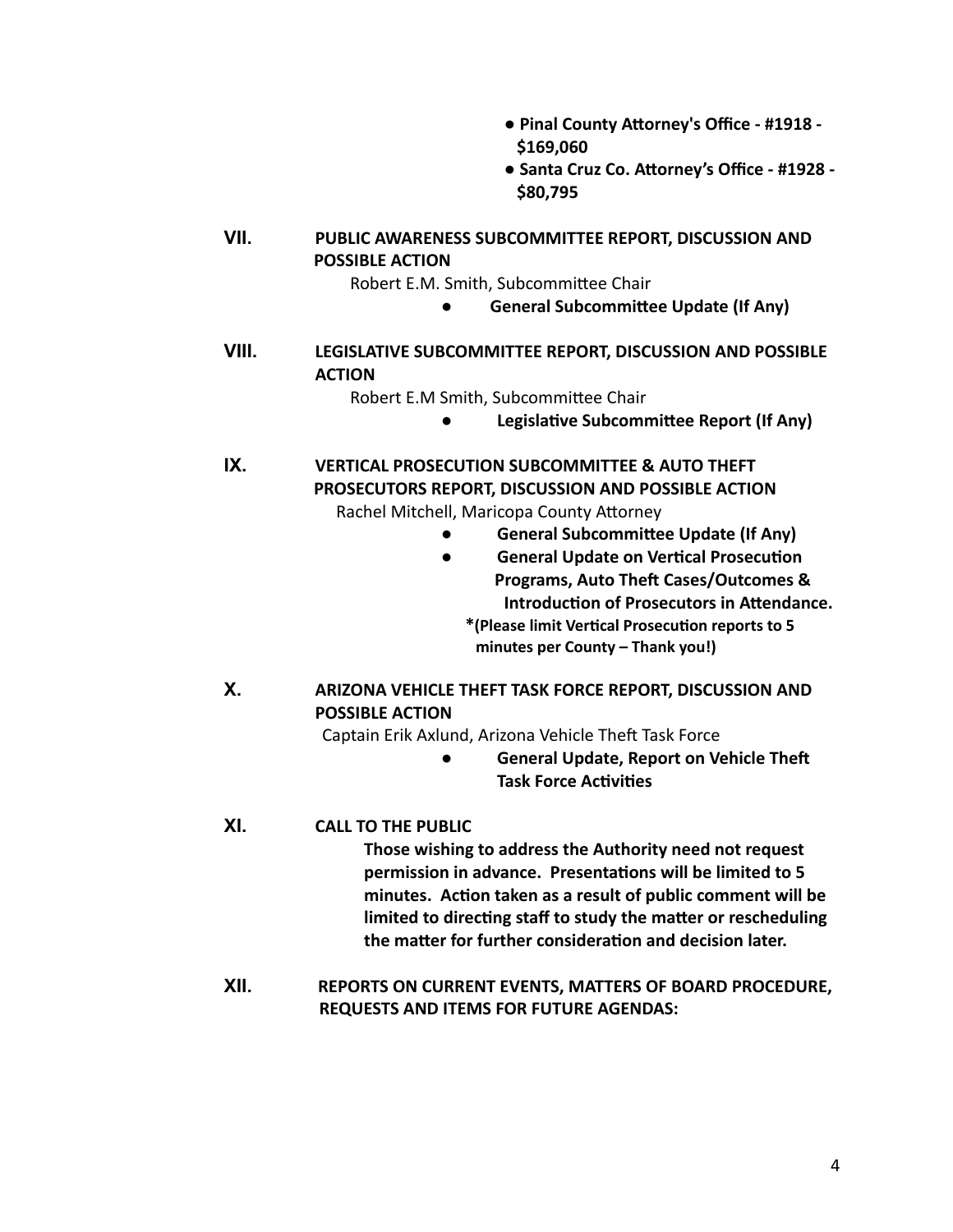- **Pinal County Attorney's Office - #1918 - $169,060**
- **Santa Cruz Co. Attorney's Office - #1928 - $80,795**

**VII. PUBLIC AWARENESS SUBCOMMITTEE REPORT, DISCUSSION AND POSSIBLE ACTION**

Robert E.M. Smith, Subcommittee Chair

- **General Subcommittee Update (If Any)**

**VIII. LEGISLATIVE SUBCOMMITTEE REPORT, DISCUSSION AND POSSIBLE ACTION**

Robert E.M Smith, Subcommittee Chair

- **Legislative Subcommittee Report (If Any)**

**IX. VERTICAL PROSECUTION SUBCOMMITTEE & AUTO THEFT PROSECUTORS REPORT, DISCUSSION AND POSSIBLE ACTION**

Rachel Mitchell, Maricopa County Attorney

- **General Subcommittee Update (If Any)**
- **General Update on Vertical Prosecution Programs, Auto Theft Cases/Outcomes & Introduction of Prosecutors in Attendance.**

**\*(Please limit Vertical Prosecution reports to 5 minutes per County – Thank you!)**

**X. ARIZONA VEHICLE THEFT TASK FORCE REPORT, DISCUSSION AND POSSIBLE ACTION**

Captain Erik Axlund, Arizona Vehicle Theft Task Force

- **General Update, Report on Vehicle Theft Task Force Activities**

**XI. CALL TO THE PUBLIC**

**Those wishing to address the Authority need not request permission in advance. Presentations will be limited to 5 minutes. Action taken as a result of public comment will be limited to directing staff to study the matter or rescheduling the matter for further consideration and decision later.**

**XII. REPORTS ON CURRENT EVENTS, MATTERS OF BOARD PROCEDURE, REQUESTS AND ITEMS FOR FUTURE AGENDAS:**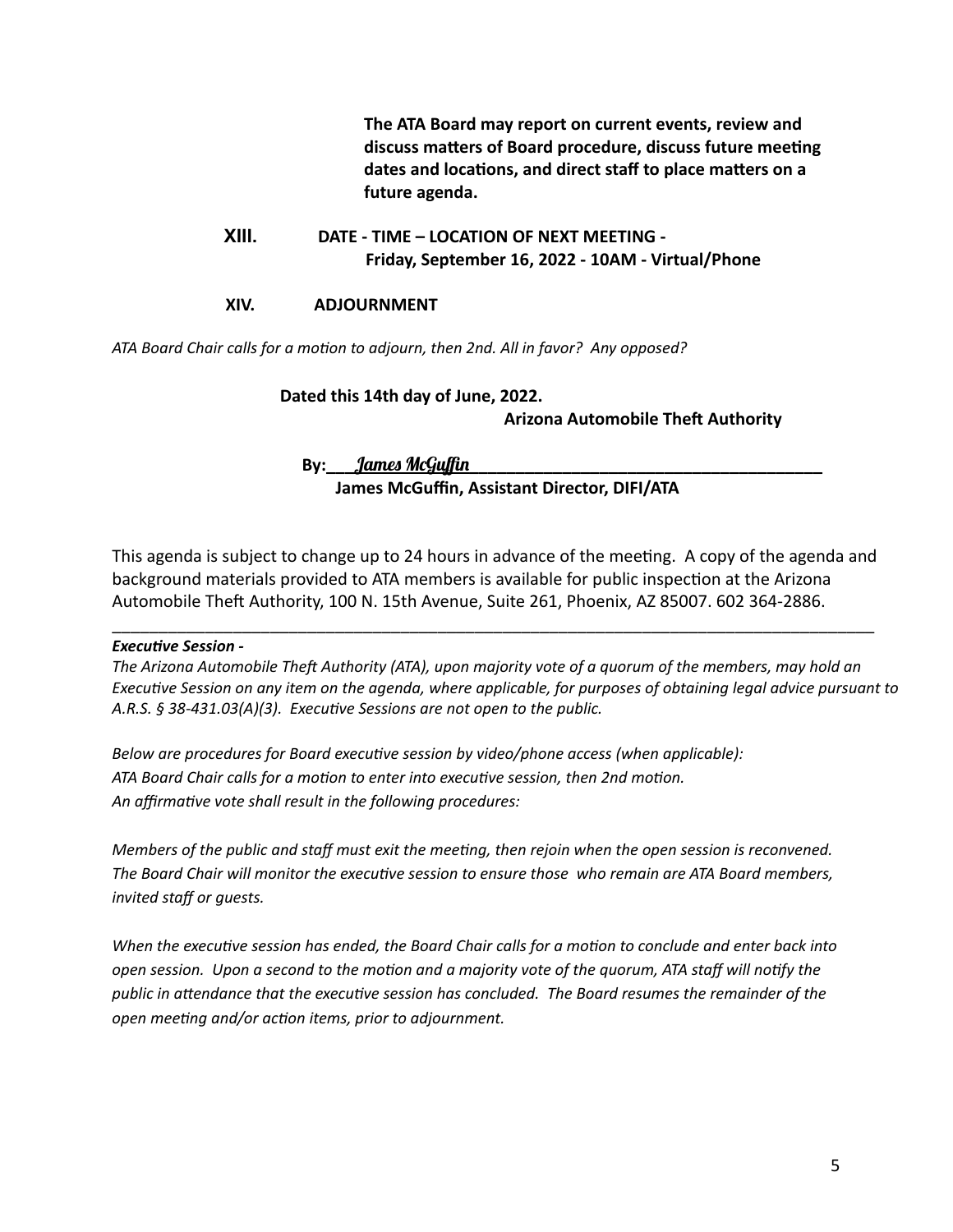**The ATA Board may report on current events, review and discuss matters of Board procedure, discuss future meeting dates and locations, and direct staff to place matters on a future agenda.**

**XIII. DATE - TIME – LOCATION OF NEXT MEETING -**
**Friday, September 16, 2022 - 10AM - Virtual/Phone**

**XIV. ADJOURNMENT**

*ATA Board Chair calls for a motion to adjourn, then 2nd. All in favor? Any opposed?*

**Dated this 14th day of June, 2022.**

**Arizona Automobile Theft Authority**

**By:** ___*James McGuffin*_________________________________________

**James McGuffin, Assistant Director, DIFI/ATA**

This agenda is subject to change up to 24 hours in advance of the meeting. A copy of the agenda and background materials provided to ATA members is available for public inspection at the Arizona Automobile Theft Authority, 100 N. 15th Avenue, Suite 261, Phoenix, AZ 85007. 602 364-2886.

---

***Executive Session -***

*The Arizona Automobile Theft Authority (ATA), upon majority vote of a quorum of the members, may hold an Executive Session on any item on the agenda, where applicable, for purposes of obtaining legal advice pursuant to A.R.S. § 38-431.03(A)(3). Executive Sessions are not open to the public.*

*Below are procedures for Board executive session by video/phone access (when applicable):*
*ATA Board Chair calls for a motion to enter into executive session, then 2nd motion.*
*An affirmative vote shall result in the following procedures:*

*Members of the public and staff must exit the meeting, then rejoin when the open session is reconvened. The Board Chair will monitor the executive session to ensure those who remain are ATA Board members, invited staff or guests.*

*When the executive session has ended, the Board Chair calls for a motion to conclude and enter back into open session. Upon a second to the motion and a majority vote of the quorum, ATA staff will notify the public in attendance that the executive session has concluded. The Board resumes the remainder of the open meeting and/or action items, prior to adjournment.*